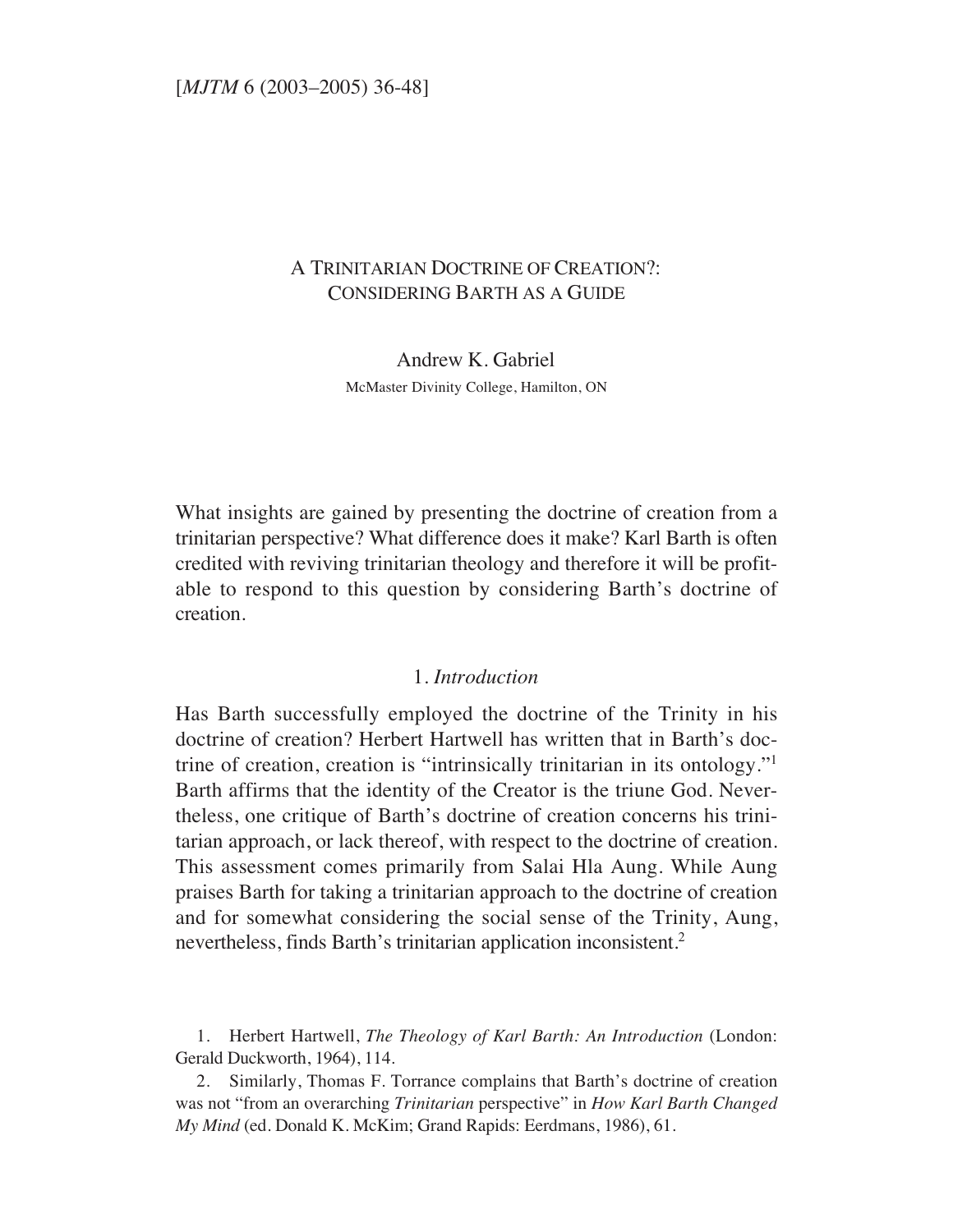# A Trinitarian Doctrine of Creation?: Considering Barth as a Guide

Andrew K. Gabriel

McMaster Divinity College, Hamilton, ON

What insights are gained by presenting the doctrine of creation from a trinitarian perspective? What difference does it make? Karl Barth is often credited with reviving trinitarian theology and therefore it will be profitable to respond to this question by considering Barth's doctrine of creation.

## 1. *Introduction*

Has Barth successfully employed the doctrine of the Trinity in his doctrine of creation? Herbert Hartwell has written that in Barth's doctrine of creation, creation is "intrinsically trinitarian in its ontology."[1] Barth affirms that the identity of the Creator is the triune God. Nevertheless, one critique of Barth's doctrine of creation concerns his trinitarian approach, or lack thereof, with respect to the doctrine of creation. This assessment comes primarily from Salai Hla Aung. While Aung praises Barth for taking a trinitarian approach to the doctrine of creation and for somewhat considering the social sense of the Trinity, Aung, nevertheless, finds Barth's trinitarian application inconsistent.[2]

1. Herbert Hartwell, *The Theology of Karl Barth: An Introduction* (London: Gerald Duckworth, 1964), 114.

2. Similarly, Thomas F. Torrance complains that Barth's doctrine of creation was not "from an overarching *Trinitarian* perspective" in *How Karl Barth Changed My Mind* (ed. Donald K. McKim; Grand Rapids: Eerdmans, 1986), 61.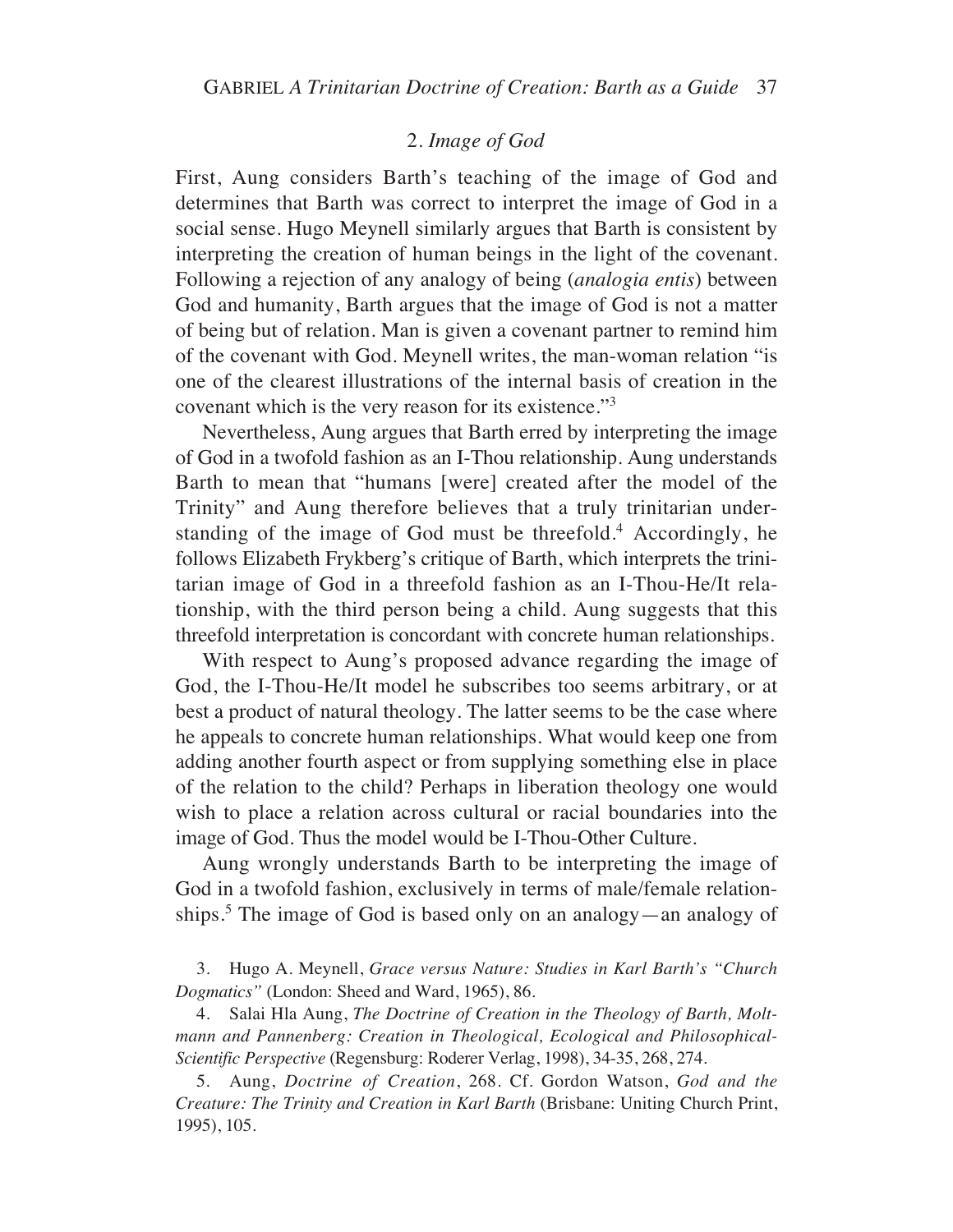## 2. *Image of God*

First, Aung considers Barth's teaching of the image of God and determines that Barth was correct to interpret the image of God in a social sense. Hugo Meynell similarly argues that Barth is consistent by interpreting the creation of human beings in the light of the covenant. Following a rejection of any analogy of being (*analogia entis*) between God and humanity, Barth argues that the image of God is not a matter of being but of relation. Man is given a covenant partner to remind him of the covenant with God. Meynell writes, the man-woman relation "is one of the clearest illustrations of the internal basis of creation in the covenant which is the very reason for its existence."[3]

Nevertheless, Aung argues that Barth erred by interpreting the image of God in a twofold fashion as an I-Thou relationship. Aung understands Barth to mean that "humans [were] created after the model of the Trinity" and Aung therefore believes that a truly trinitarian understanding of the image of God must be threefold.[4] Accordingly, he follows Elizabeth Frykberg's critique of Barth, which interprets the trinitarian image of God in a threefold fashion as an I-Thou-He/It relationship, with the third person being a child. Aung suggests that this threefold interpretation is concordant with concrete human relationships.

With respect to Aung's proposed advance regarding the image of God, the I-Thou-He/It model he subscribes too seems arbitrary, or at best a product of natural theology. The latter seems to be the case where he appeals to concrete human relationships. What would keep one from adding another fourth aspect or from supplying something else in place of the relation to the child? Perhaps in liberation theology one would wish to place a relation across cultural or racial boundaries into the image of God. Thus the model would be I-Thou-Other Culture.

Aung wrongly understands Barth to be interpreting the image of God in a twofold fashion, exclusively in terms of male/female relationships.[5] The image of God is based only on an analogy—an analogy of

3. Hugo A. Meynell, *Grace versus Nature: Studies in Karl Barth's "Church Dogmatics"* (London: Sheed and Ward, 1965), 86.

4. Salai Hla Aung, *The Doctrine of Creation in the Theology of Barth, Moltmann and Pannenberg: Creation in Theological, Ecological and Philosophical-Scientific Perspective* (Regensburg: Roderer Verlag, 1998), 34-35, 268, 274.

5. Aung, *Doctrine of Creation*, 268. Cf. Gordon Watson, *God and the Creature: The Trinity and Creation in Karl Barth* (Brisbane: Uniting Church Print, 1995), 105.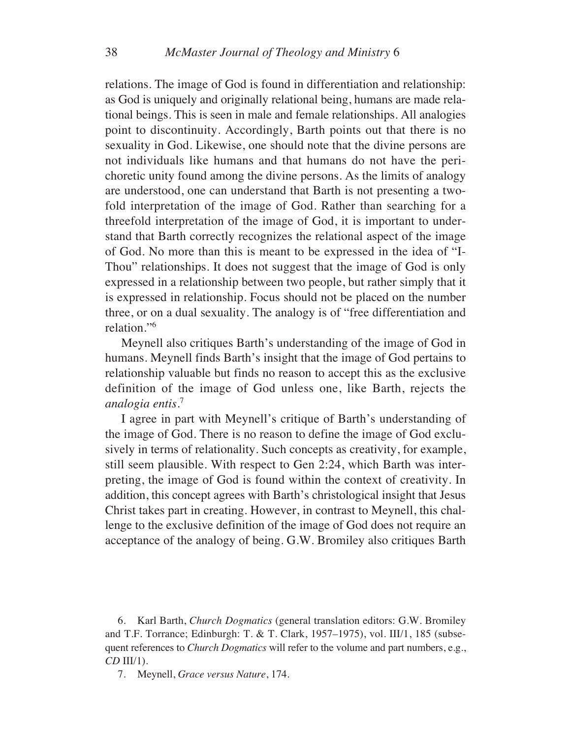relations. The image of God is found in differentiation and relationship: as God is uniquely and originally relational being, humans are made relational beings. This is seen in male and female relationships. All analogies point to discontinuity. Accordingly, Barth points out that there is no sexuality in God. Likewise, one should note that the divine persons are not individuals like humans and that humans do not have the perichoretic unity found among the divine persons. As the limits of analogy are understood, one can understand that Barth is not presenting a twofold interpretation of the image of God. Rather than searching for a threefold interpretation of the image of God, it is important to understand that Barth correctly recognizes the relational aspect of the image of God. No more than this is meant to be expressed in the idea of "I-Thou" relationships. It does not suggest that the image of God is only expressed in a relationship between two people, but rather simply that it is expressed in relationship. Focus should not be placed on the number three, or on a dual sexuality. The analogy is of "free differentiation and relation."[6]

Meynell also critiques Barth's understanding of the image of God in humans. Meynell finds Barth's insight that the image of God pertains to relationship valuable but finds no reason to accept this as the exclusive definition of the image of God unless one, like Barth, rejects the *analogia entis*.[7]

I agree in part with Meynell's critique of Barth's understanding of the image of God. There is no reason to define the image of God exclusively in terms of relationality. Such concepts as creativity, for example, still seem plausible. With respect to Gen 2:24, which Barth was interpreting, the image of God is found within the context of creativity. In addition, this concept agrees with Barth's christological insight that Jesus Christ takes part in creating. However, in contrast to Meynell, this challenge to the exclusive definition of the image of God does not require an acceptance of the analogy of being. G.W. Bromiley also critiques Barth

6. Karl Barth, *Church Dogmatics* (general translation editors: G.W. Bromiley and T.F. Torrance; Edinburgh: T. & T. Clark, 1957–1975), vol. III/1, 185 (subsequent references to *Church Dogmatics* will refer to the volume and part numbers, e.g., *CD* III/1).

7. Meynell, *Grace versus Nature*, 174.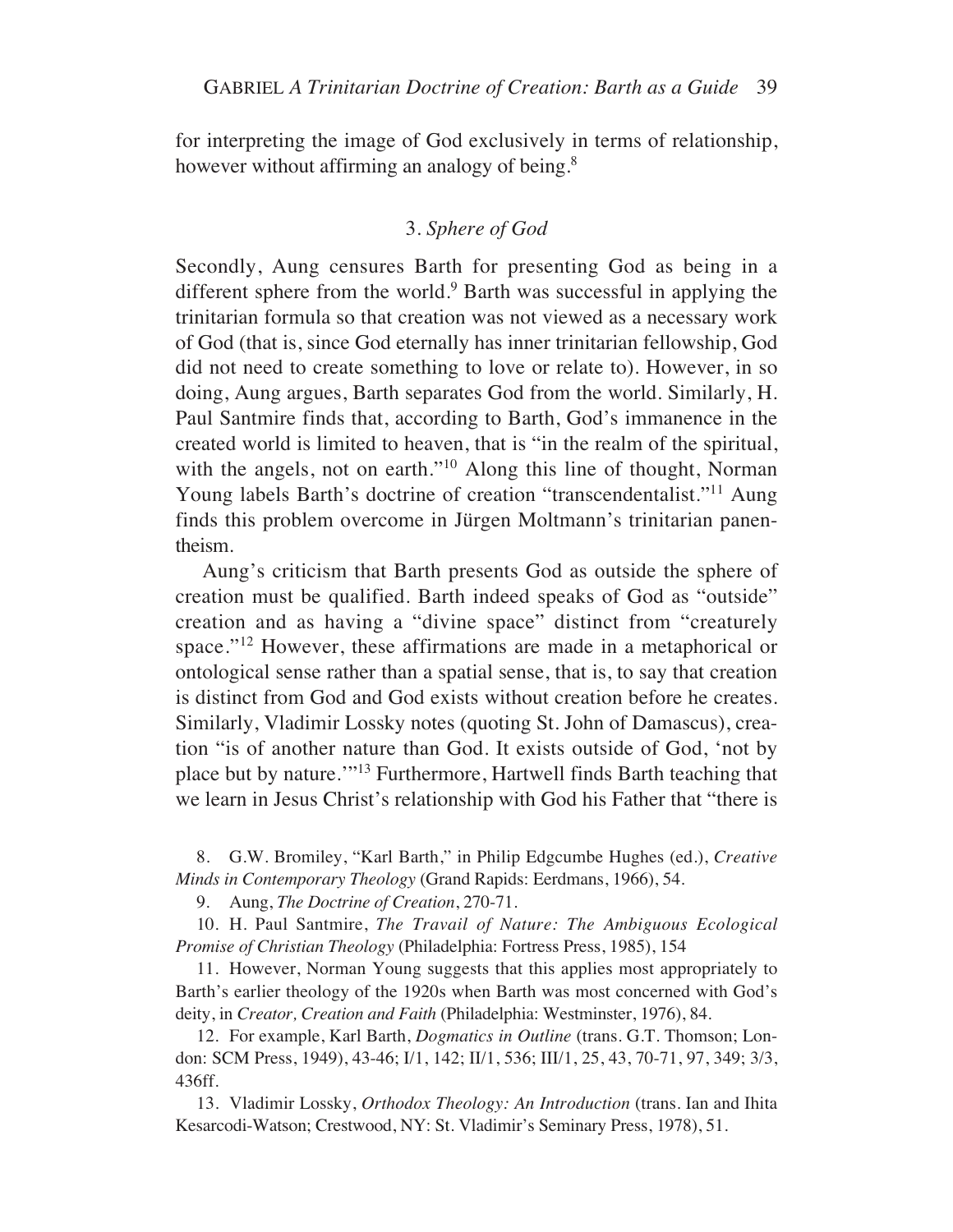for interpreting the image of God exclusively in terms of relationship, however without affirming an analogy of being.[8]

### 3. *Sphere of God*

Secondly, Aung censures Barth for presenting God as being in a different sphere from the world.[9] Barth was successful in applying the trinitarian formula so that creation was not viewed as a necessary work of God (that is, since God eternally has inner trinitarian fellowship, God did not need to create something to love or relate to). However, in so doing, Aung argues, Barth separates God from the world. Similarly, H. Paul Santmire finds that, according to Barth, God's immanence in the created world is limited to heaven, that is "in the realm of the spiritual, with the angels, not on earth."[10] Along this line of thought, Norman Young labels Barth's doctrine of creation "transcendentalist."[11] Aung finds this problem overcome in Jürgen Moltmann's trinitarian panentheism.

Aung's criticism that Barth presents God as outside the sphere of creation must be qualified. Barth indeed speaks of God as "outside" creation and as having a "divine space" distinct from "creaturely space."[12] However, these affirmations are made in a metaphorical or ontological sense rather than a spatial sense, that is, to say that creation is distinct from God and God exists without creation before he creates. Similarly, Vladimir Lossky notes (quoting St. John of Damascus), creation "is of another nature than God. It exists outside of God, 'not by place but by nature.'"[13] Furthermore, Hartwell finds Barth teaching that we learn in Jesus Christ's relationship with God his Father that "there is

8. G.W. Bromiley, "Karl Barth," in Philip Edgcumbe Hughes (ed.), *Creative Minds in Contemporary Theology* (Grand Rapids: Eerdmans, 1966), 54.

9. Aung, *The Doctrine of Creation*, 270-71.

10. H. Paul Santmire, *The Travail of Nature: The Ambiguous Ecological Promise of Christian Theology* (Philadelphia: Fortress Press, 1985), 154

11. However, Norman Young suggests that this applies most appropriately to Barth's earlier theology of the 1920s when Barth was most concerned with God's deity, in *Creator, Creation and Faith* (Philadelphia: Westminster, 1976), 84.

12. For example, Karl Barth, *Dogmatics in Outline* (trans. G.T. Thomson; London: SCM Press, 1949), 43-46; I/1, 142; II/1, 536; III/1, 25, 43, 70-71, 97, 349; 3/3, 436ff.

13. Vladimir Lossky, *Orthodox Theology: An Introduction* (trans. Ian and Ihita Kesarcodi-Watson; Crestwood, NY: St. Vladimir's Seminary Press, 1978), 51.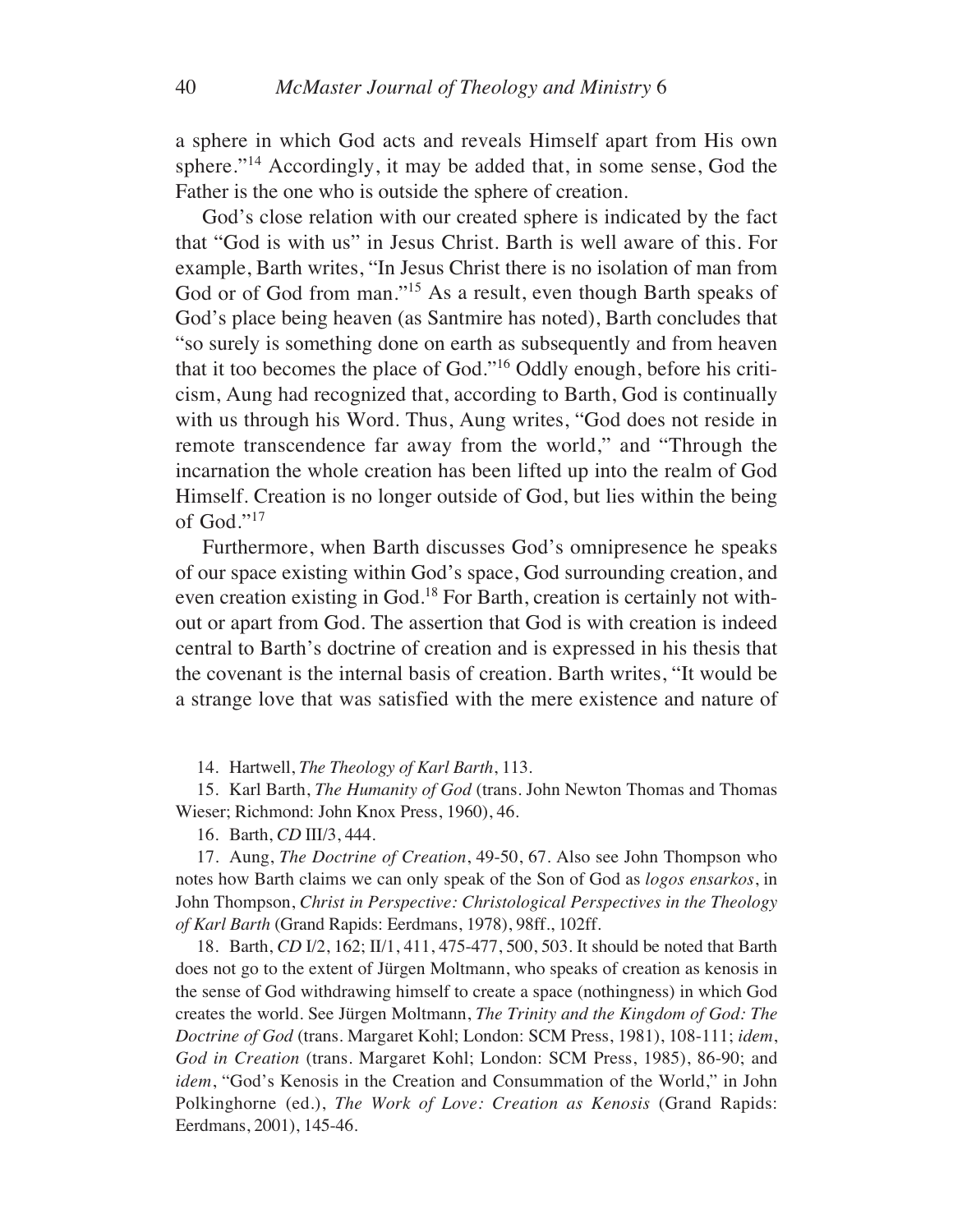a sphere in which God acts and reveals Himself apart from His own sphere."[14] Accordingly, it may be added that, in some sense, God the Father is the one who is outside the sphere of creation.

God's close relation with our created sphere is indicated by the fact that "God is with us" in Jesus Christ. Barth is well aware of this. For example, Barth writes, "In Jesus Christ there is no isolation of man from God or of God from man."[15] As a result, even though Barth speaks of God's place being heaven (as Santmire has noted), Barth concludes that "so surely is something done on earth as subsequently and from heaven that it too becomes the place of God."[16] Oddly enough, before his criticism, Aung had recognized that, according to Barth, God is continually with us through his Word. Thus, Aung writes, "God does not reside in remote transcendence far away from the world," and "Through the incarnation the whole creation has been lifted up into the realm of God Himself. Creation is no longer outside of God, but lies within the being of God."[17]

Furthermore, when Barth discusses God's omnipresence he speaks of our space existing within God's space, God surrounding creation, and even creation existing in God.[18] For Barth, creation is certainly not without or apart from God. The assertion that God is with creation is indeed central to Barth's doctrine of creation and is expressed in his thesis that the covenant is the internal basis of creation. Barth writes, "It would be a strange love that was satisfied with the mere existence and nature of

14. Hartwell, *The Theology of Karl Barth*, 113.

15. Karl Barth, *The Humanity of God* (trans. John Newton Thomas and Thomas Wieser; Richmond: John Knox Press, 1960), 46.

16. Barth, *CD* III/3, 444.

17. Aung, *The Doctrine of Creation*, 49-50, 67. Also see John Thompson who notes how Barth claims we can only speak of the Son of God as *logos ensarkos*, in John Thompson, *Christ in Perspective: Christological Perspectives in the Theology of Karl Barth* (Grand Rapids: Eerdmans, 1978), 98ff., 102ff.

18. Barth, *CD* I/2, 162; II/1, 411, 475-477, 500, 503. It should be noted that Barth does not go to the extent of Jürgen Moltmann, who speaks of creation as kenosis in the sense of God withdrawing himself to create a space (nothingness) in which God creates the world. See Jürgen Moltmann, *The Trinity and the Kingdom of God: The Doctrine of God* (trans. Margaret Kohl; London: SCM Press, 1981), 108-111; *idem*, *God in Creation* (trans. Margaret Kohl; London: SCM Press, 1985), 86-90; and *idem*, "God's Kenosis in the Creation and Consummation of the World," in John Polkinghorne (ed.), *The Work of Love: Creation as Kenosis* (Grand Rapids: Eerdmans, 2001), 145-46.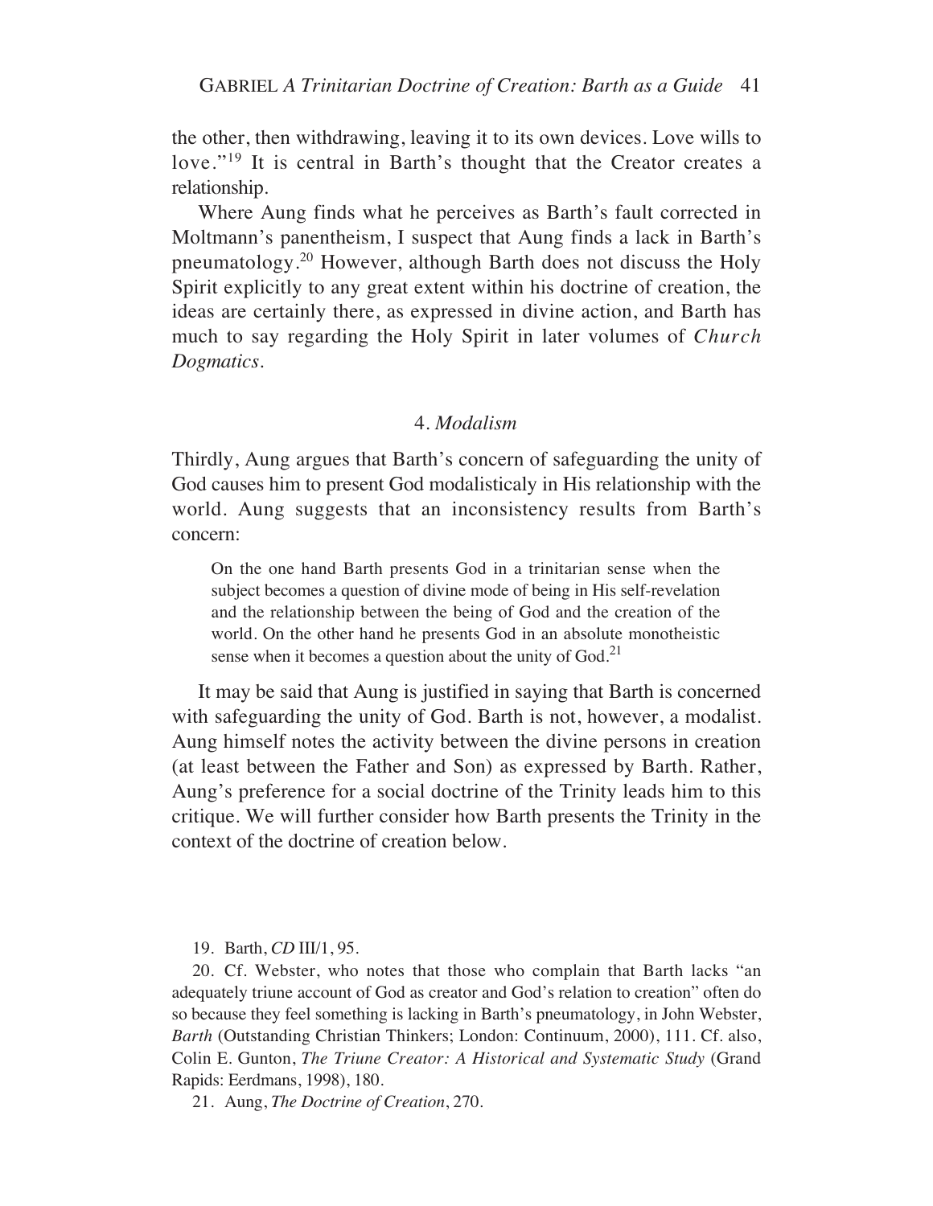the other, then withdrawing, leaving it to its own devices. Love wills to love."[19] It is central in Barth's thought that the Creator creates a relationship.

Where Aung finds what he perceives as Barth's fault corrected in Moltmann's panentheism, I suspect that Aung finds a lack in Barth's pneumatology.[20] However, although Barth does not discuss the Holy Spirit explicitly to any great extent within his doctrine of creation, the ideas are certainly there, as expressed in divine action, and Barth has much to say regarding the Holy Spirit in later volumes of *Church Dogmatics*.

### 4. *Modalism*

Thirdly, Aung argues that Barth's concern of safeguarding the unity of God causes him to present God modalisticaly in His relationship with the world. Aung suggests that an inconsistency results from Barth's concern:

> On the one hand Barth presents God in a trinitarian sense when the subject becomes a question of divine mode of being in His self-revelation and the relationship between the being of God and the creation of the world. On the other hand he presents God in an absolute monotheistic sense when it becomes a question about the unity of God.[21]

It may be said that Aung is justified in saying that Barth is concerned with safeguarding the unity of God. Barth is not, however, a modalist. Aung himself notes the activity between the divine persons in creation (at least between the Father and Son) as expressed by Barth. Rather, Aung's preference for a social doctrine of the Trinity leads him to this critique. We will further consider how Barth presents the Trinity in the context of the doctrine of creation below.

19. Barth, *CD* III/1, 95.

20. Cf. Webster, who notes that those who complain that Barth lacks "an adequately triune account of God as creator and God's relation to creation" often do so because they feel something is lacking in Barth's pneumatology, in John Webster, *Barth* (Outstanding Christian Thinkers; London: Continuum, 2000), 111. Cf. also, Colin E. Gunton, *The Triune Creator: A Historical and Systematic Study* (Grand Rapids: Eerdmans, 1998), 180.

21. Aung, *The Doctrine of Creation*, 270.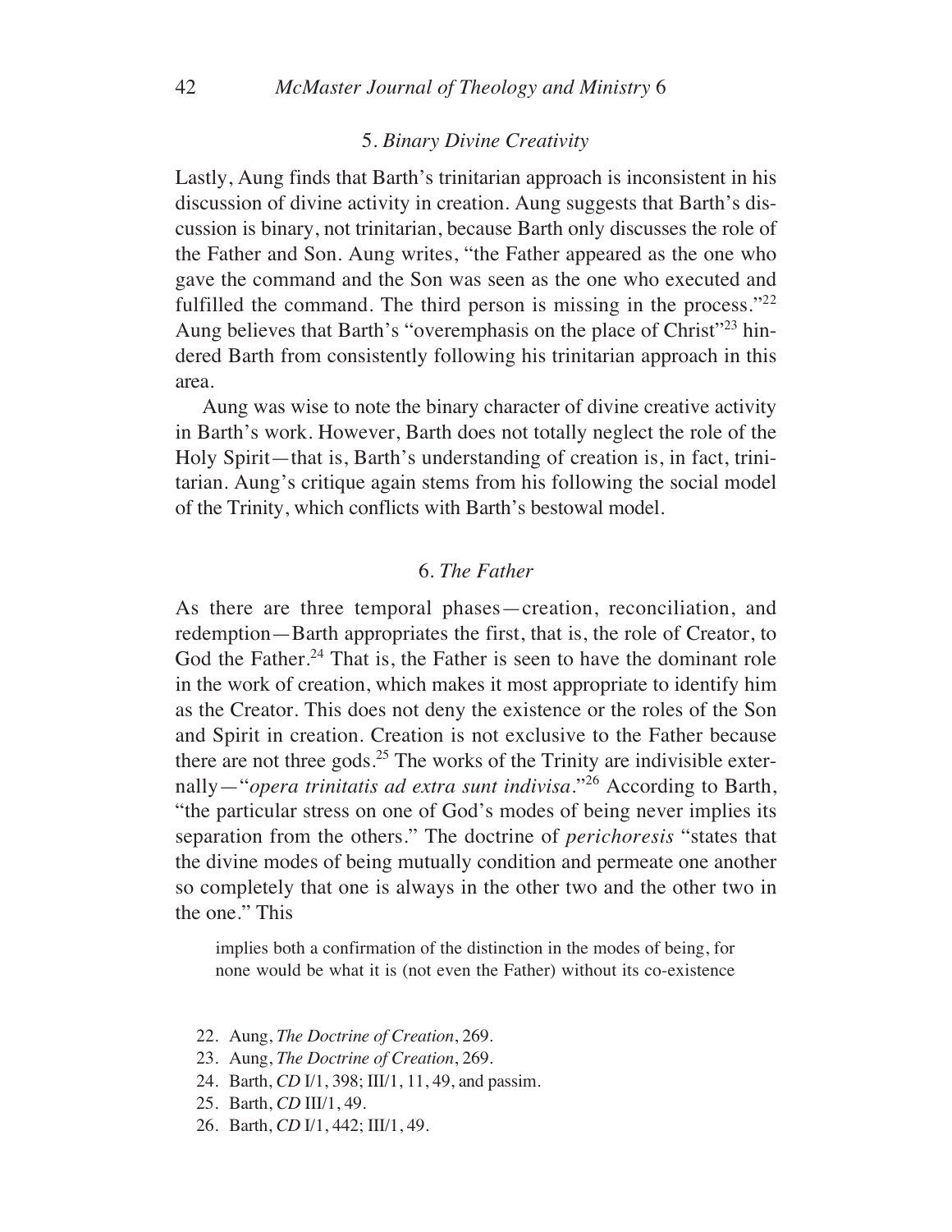### 5. *Binary Divine Creativity*

Lastly, Aung finds that Barth's trinitarian approach is inconsistent in his discussion of divine activity in creation. Aung suggests that Barth's discussion is binary, not trinitarian, because Barth only discusses the role of the Father and Son. Aung writes, "the Father appeared as the one who gave the command and the Son was seen as the one who executed and fulfilled the command. The third person is missing in the process."[22] Aung believes that Barth's "overemphasis on the place of Christ"[23] hindered Barth from consistently following his trinitarian approach in this area.

Aung was wise to note the binary character of divine creative activity in Barth's work. However, Barth does not totally neglect the role of the Holy Spirit—that is, Barth's understanding of creation is, in fact, trinitarian. Aung's critique again stems from his following the social model of the Trinity, which conflicts with Barth's bestowal model.

### 6. *The Father*

As there are three temporal phases—creation, reconciliation, and redemption—Barth appropriates the first, that is, the role of Creator, to God the Father.[24] That is, the Father is seen to have the dominant role in the work of creation, which makes it most appropriate to identify him as the Creator. This does not deny the existence or the roles of the Son and Spirit in creation. Creation is not exclusive to the Father because there are not three gods.[25] The works of the Trinity are indivisible externally—"*opera trinitatis ad extra sunt indivisa*."[26] According to Barth, "the particular stress on one of God's modes of being never implies its separation from the others." The doctrine of *perichoresis* "states that the divine modes of being mutually condition and permeate one another so completely that one is always in the other two and the other two in the one." This

> implies both a confirmation of the distinction in the modes of being, for none would be what it is (not even the Father) without its co-existence

22. Aung, *The Doctrine of Creation*, 269.
23. Aung, *The Doctrine of Creation*, 269.
24. Barth, *CD* I/1, 398; III/1, 11, 49, and passim.
25. Barth, *CD* III/1, 49.
26. Barth, *CD* I/1, 442; III/1, 49.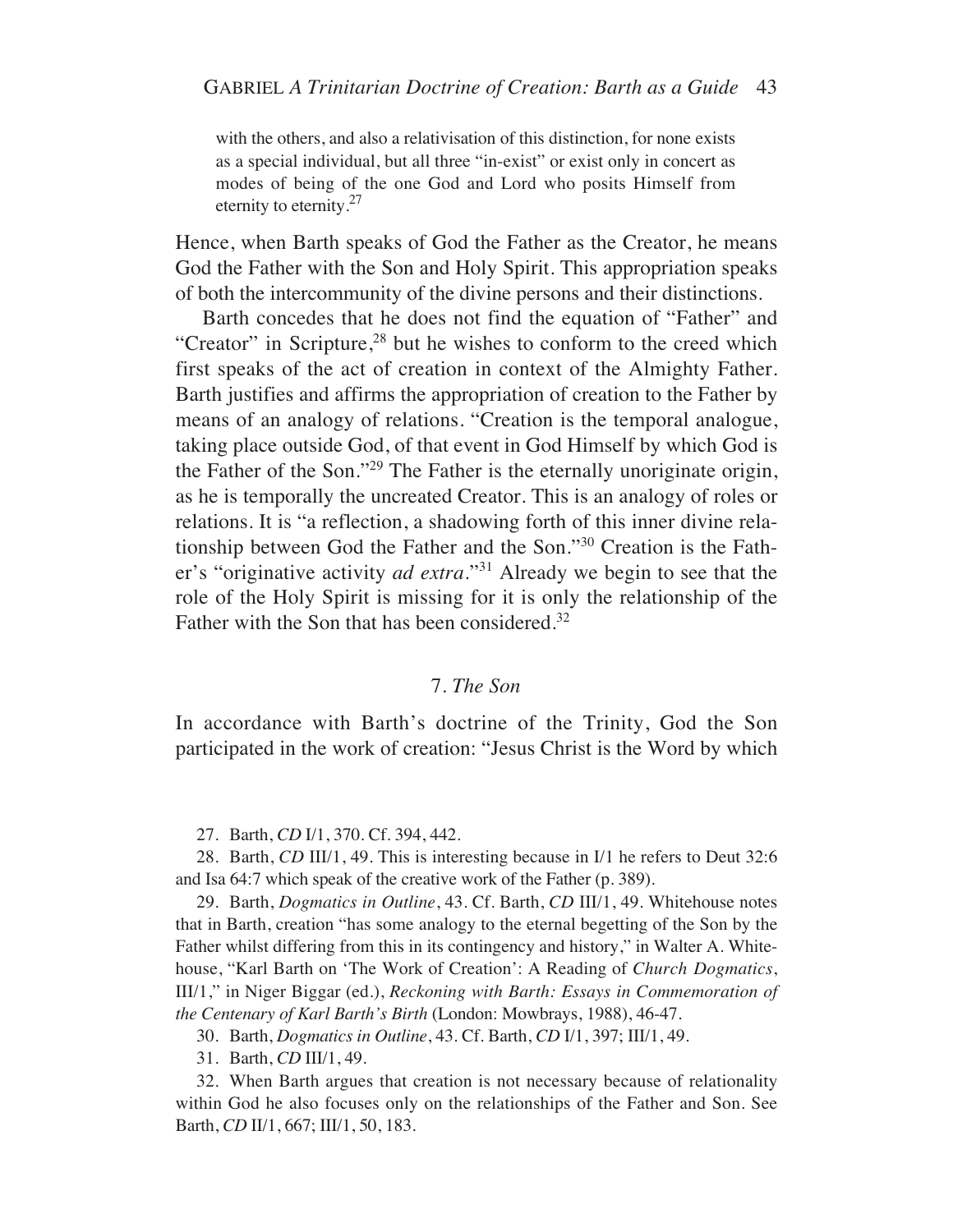with the others, and also a relativisation of this distinction, for none exists as a special individual, but all three "in-exist" or exist only in concert as modes of being of the one God and Lord who posits Himself from eternity to eternity.[27]

Hence, when Barth speaks of God the Father as the Creator, he means God the Father with the Son and Holy Spirit. This appropriation speaks of both the intercommunity of the divine persons and their distinctions.

Barth concedes that he does not find the equation of "Father" and "Creator" in Scripture,[28] but he wishes to conform to the creed which first speaks of the act of creation in context of the Almighty Father. Barth justifies and affirms the appropriation of creation to the Father by means of an analogy of relations. "Creation is the temporal analogue, taking place outside God, of that event in God Himself by which God is the Father of the Son."[29] The Father is the eternally unoriginate origin, as he is temporally the uncreated Creator. This is an analogy of roles or relations. It is "a reflection, a shadowing forth of this inner divine relationship between God the Father and the Son."[30] Creation is the Father's "originative activity *ad extra*."[31] Already we begin to see that the role of the Holy Spirit is missing for it is only the relationship of the Father with the Son that has been considered.[32]

### 7. *The Son*

In accordance with Barth's doctrine of the Trinity, God the Son participated in the work of creation: "Jesus Christ is the Word by which

27. Barth, *CD* I/1, 370. Cf. 394, 442.

28. Barth, *CD* III/1, 49. This is interesting because in I/1 he refers to Deut 32:6 and Isa 64:7 which speak of the creative work of the Father (p. 389).

29. Barth, *Dogmatics in Outline*, 43. Cf. Barth, *CD* III/1, 49. Whitehouse notes that in Barth, creation "has some analogy to the eternal begetting of the Son by the Father whilst differing from this in its contingency and history," in Walter A. Whitehouse, "Karl Barth on 'The Work of Creation': A Reading of *Church Dogmatics*, III/1," in Niger Biggar (ed.), *Reckoning with Barth: Essays in Commemoration of the Centenary of Karl Barth's Birth* (London: Mowbrays, 1988), 46-47.

30. Barth, *Dogmatics in Outline*, 43. Cf. Barth, *CD* I/1, 397; III/1, 49.

31. Barth, *CD* III/1, 49.

32. When Barth argues that creation is not necessary because of relationality within God he also focuses only on the relationships of the Father and Son. See Barth, *CD* II/1, 667; III/1, 50, 183.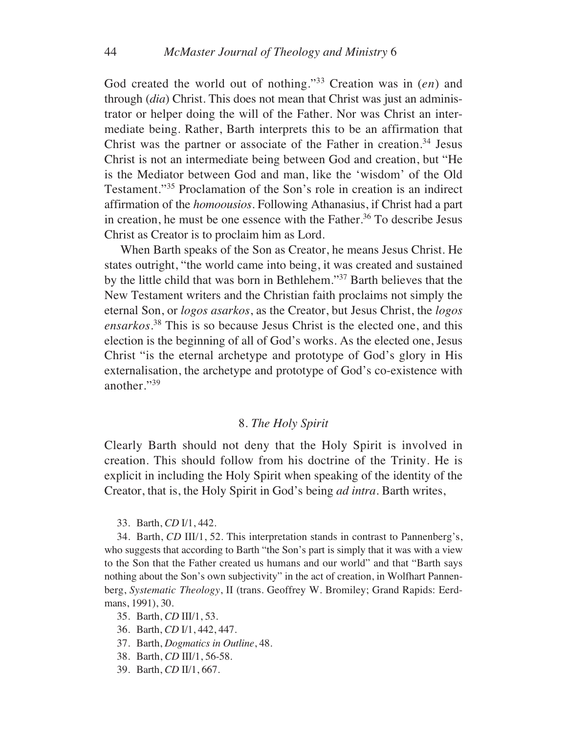God created the world out of nothing."[33] Creation was in (*en*) and through (*dia*) Christ. This does not mean that Christ was just an administrator or helper doing the will of the Father. Nor was Christ an intermediate being. Rather, Barth interprets this to be an affirmation that Christ was the partner or associate of the Father in creation.[34] Jesus Christ is not an intermediate being between God and creation, but "He is the Mediator between God and man, like the 'wisdom' of the Old Testament."[35] Proclamation of the Son's role in creation is an indirect affirmation of the *homoousios*. Following Athanasius, if Christ had a part in creation, he must be one essence with the Father.[36] To describe Jesus Christ as Creator is to proclaim him as Lord.

When Barth speaks of the Son as Creator, he means Jesus Christ. He states outright, "the world came into being, it was created and sustained by the little child that was born in Bethlehem."[37] Barth believes that the New Testament writers and the Christian faith proclaims not simply the eternal Son, or *logos asarkos*, as the Creator, but Jesus Christ, the *logos ensarkos*.[38] This is so because Jesus Christ is the elected one, and this election is the beginning of all of God's works. As the elected one, Jesus Christ "is the eternal archetype and prototype of God's glory in His externalisation, the archetype and prototype of God's co-existence with another."[39]

### 8. *The Holy Spirit*

Clearly Barth should not deny that the Holy Spirit is involved in creation. This should follow from his doctrine of the Trinity. He is explicit in including the Holy Spirit when speaking of the identity of the Creator, that is, the Holy Spirit in God's being *ad intra*. Barth writes,

33. Barth, *CD* I/1, 442.

34. Barth, *CD* III/1, 52. This interpretation stands in contrast to Pannenberg's, who suggests that according to Barth "the Son's part is simply that it was with a view to the Son that the Father created us humans and our world" and that "Barth says nothing about the Son's own subjectivity" in the act of creation, in Wolfhart Pannenberg, *Systematic Theology*, II (trans. Geoffrey W. Bromiley; Grand Rapids: Eerdmans, 1991), 30.

35. Barth, *CD* III/1, 53.

36. Barth, *CD* I/1, 442, 447.

37. Barth, *Dogmatics in Outline*, 48.

38. Barth, *CD* III/1, 56-58.

39. Barth, *CD* II/1, 667.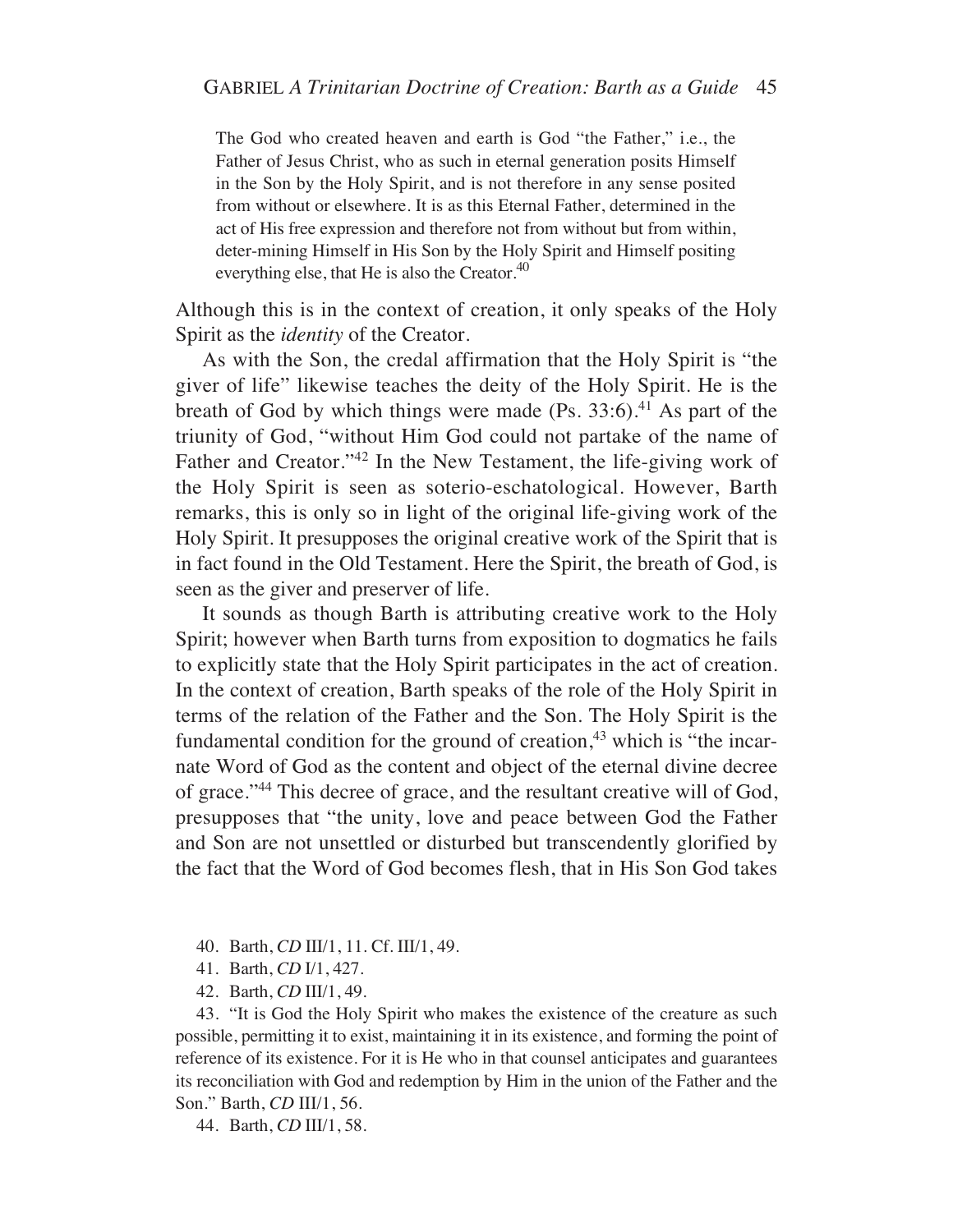> The God who created heaven and earth is God "the Father," i.e., the Father of Jesus Christ, who as such in eternal generation posits Himself in the Son by the Holy Spirit, and is not therefore in any sense posited from without or elsewhere. It is as this Eternal Father, determined in the act of His free expression and therefore not from without but from within, deter-mining Himself in His Son by the Holy Spirit and Himself positing everything else, that He is also the Creator.[40]

Although this is in the context of creation, it only speaks of the Holy Spirit as the *identity* of the Creator.

As with the Son, the credal affirmation that the Holy Spirit is "the giver of life" likewise teaches the deity of the Holy Spirit. He is the breath of God by which things were made (Ps. 33:6).[41] As part of the triunity of God, "without Him God could not partake of the name of Father and Creator."[42] In the New Testament, the life-giving work of the Holy Spirit is seen as soterio-eschatological. However, Barth remarks, this is only so in light of the original life-giving work of the Holy Spirit. It presupposes the original creative work of the Spirit that is in fact found in the Old Testament. Here the Spirit, the breath of God, is seen as the giver and preserver of life.

It sounds as though Barth is attributing creative work to the Holy Spirit; however when Barth turns from exposition to dogmatics he fails to explicitly state that the Holy Spirit participates in the act of creation. In the context of creation, Barth speaks of the role of the Holy Spirit in terms of the relation of the Father and the Son. The Holy Spirit is the fundamental condition for the ground of creation,[43] which is "the incarnate Word of God as the content and object of the eternal divine decree of grace."[44] This decree of grace, and the resultant creative will of God, presupposes that "the unity, love and peace between God the Father and Son are not unsettled or disturbed but transcendently glorified by the fact that the Word of God becomes flesh, that in His Son God takes

40. Barth, *CD* III/1, 11. Cf. III/1, 49.

41. Barth, *CD* I/1, 427.

42. Barth, *CD* III/1, 49.

43. "It is God the Holy Spirit who makes the existence of the creature as such possible, permitting it to exist, maintaining it in its existence, and forming the point of reference of its existence. For it is He who in that counsel anticipates and guarantees its reconciliation with God and redemption by Him in the union of the Father and the Son." Barth, *CD* III/1, 56.

44. Barth, *CD* III/1, 58.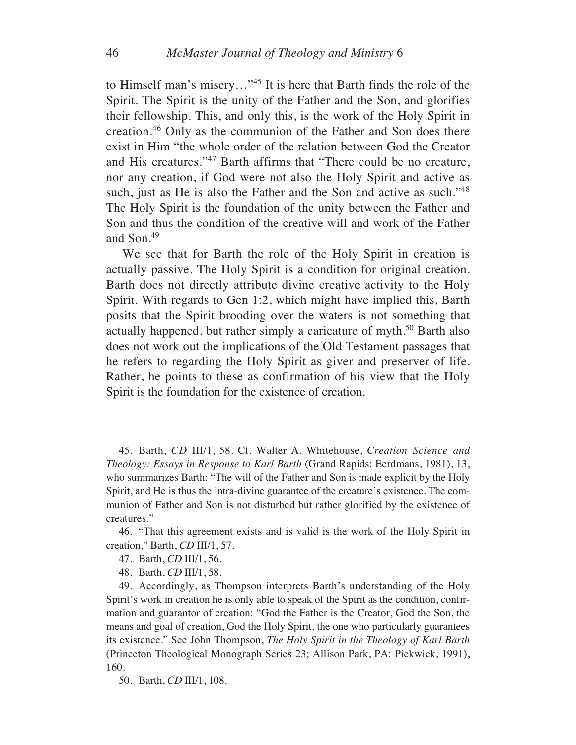to Himself man's misery…"[45] It is here that Barth finds the role of the Spirit. The Spirit is the unity of the Father and the Son, and glorifies their fellowship. This, and only this, is the work of the Holy Spirit in creation.[46] Only as the communion of the Father and Son does there exist in Him "the whole order of the relation between God the Creator and His creatures."[47] Barth affirms that "There could be no creature, nor any creation, if God were not also the Holy Spirit and active as such, just as He is also the Father and the Son and active as such."[48] The Holy Spirit is the foundation of the unity between the Father and Son and thus the condition of the creative will and work of the Father and Son.[49]

We see that for Barth the role of the Holy Spirit in creation is actually passive. The Holy Spirit is a condition for original creation. Barth does not directly attribute divine creative activity to the Holy Spirit. With regards to Gen 1:2, which might have implied this, Barth posits that the Spirit brooding over the waters is not something that actually happened, but rather simply a caricature of myth.[50] Barth also does not work out the implications of the Old Testament passages that he refers to regarding the Holy Spirit as giver and preserver of life. Rather, he points to these as confirmation of his view that the Holy Spirit is the foundation for the existence of creation.

45. Barth, *CD* III/1, 58. Cf. Walter A. Whitehouse, *Creation Science and Theology: Essays in Response to Karl Barth* (Grand Rapids: Eerdmans, 1981), 13, who summarizes Barth: "The will of the Father and Son is made explicit by the Holy Spirit, and He is thus the intra-divine guarantee of the creature's existence. The communion of Father and Son is not disturbed but rather glorified by the existence of creatures."

46. "That this agreement exists and is valid is the work of the Holy Spirit in creation," Barth, *CD* III/1, 57.

47. Barth, *CD* III/1, 56.

48. Barth, *CD* III/1, 58.

49. Accordingly, as Thompson interprets Barth's understanding of the Holy Spirit's work in creation he is only able to speak of the Spirit as the condition, confirmation and guarantor of creation: "God the Father is the Creator, God the Son, the means and goal of creation, God the Holy Spirit, the one who particularly guarantees its existence." See John Thompson, *The Holy Spirit in the Theology of Karl Barth* (Princeton Theological Monograph Series 23; Allison Park, PA: Pickwick, 1991), 160.

50. Barth, *CD* III/1, 108.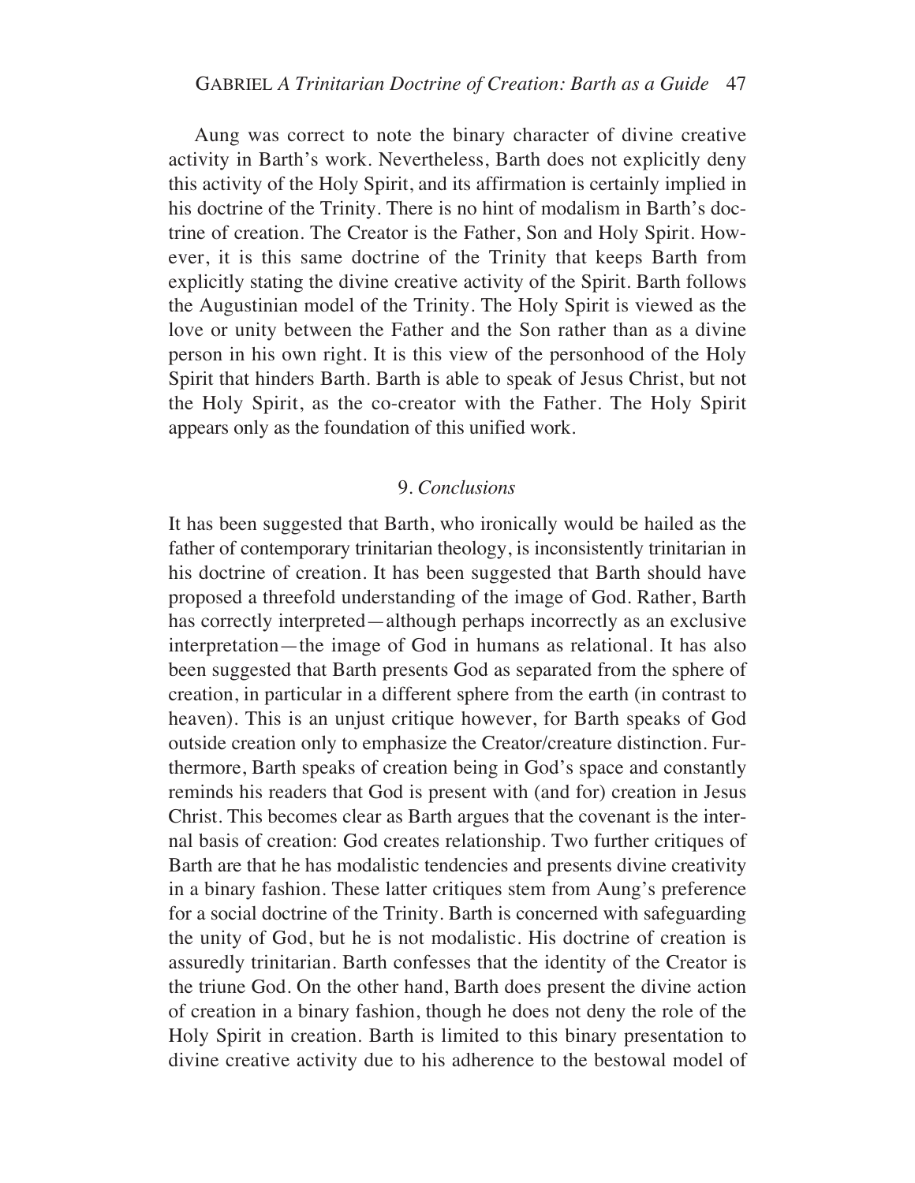Aung was correct to note the binary character of divine creative activity in Barth's work. Nevertheless, Barth does not explicitly deny this activity of the Holy Spirit, and its affirmation is certainly implied in his doctrine of the Trinity. There is no hint of modalism in Barth's doctrine of creation. The Creator is the Father, Son and Holy Spirit. However, it is this same doctrine of the Trinity that keeps Barth from explicitly stating the divine creative activity of the Spirit. Barth follows the Augustinian model of the Trinity. The Holy Spirit is viewed as the love or unity between the Father and the Son rather than as a divine person in his own right. It is this view of the personhood of the Holy Spirit that hinders Barth. Barth is able to speak of Jesus Christ, but not the Holy Spirit, as the co-creator with the Father. The Holy Spirit appears only as the foundation of this unified work.

## 9. *Conclusions*

It has been suggested that Barth, who ironically would be hailed as the father of contemporary trinitarian theology, is inconsistently trinitarian in his doctrine of creation. It has been suggested that Barth should have proposed a threefold understanding of the image of God. Rather, Barth has correctly interpreted—although perhaps incorrectly as an exclusive interpretation—the image of God in humans as relational. It has also been suggested that Barth presents God as separated from the sphere of creation, in particular in a different sphere from the earth (in contrast to heaven). This is an unjust critique however, for Barth speaks of God outside creation only to emphasize the Creator/creature distinction. Furthermore, Barth speaks of creation being in God's space and constantly reminds his readers that God is present with (and for) creation in Jesus Christ. This becomes clear as Barth argues that the covenant is the internal basis of creation: God creates relationship. Two further critiques of Barth are that he has modalistic tendencies and presents divine creativity in a binary fashion. These latter critiques stem from Aung's preference for a social doctrine of the Trinity. Barth is concerned with safeguarding the unity of God, but he is not modalistic. His doctrine of creation is assuredly trinitarian. Barth confesses that the identity of the Creator is the triune God. On the other hand, Barth does present the divine action of creation in a binary fashion, though he does not deny the role of the Holy Spirit in creation. Barth is limited to this binary presentation to divine creative activity due to his adherence to the bestowal model of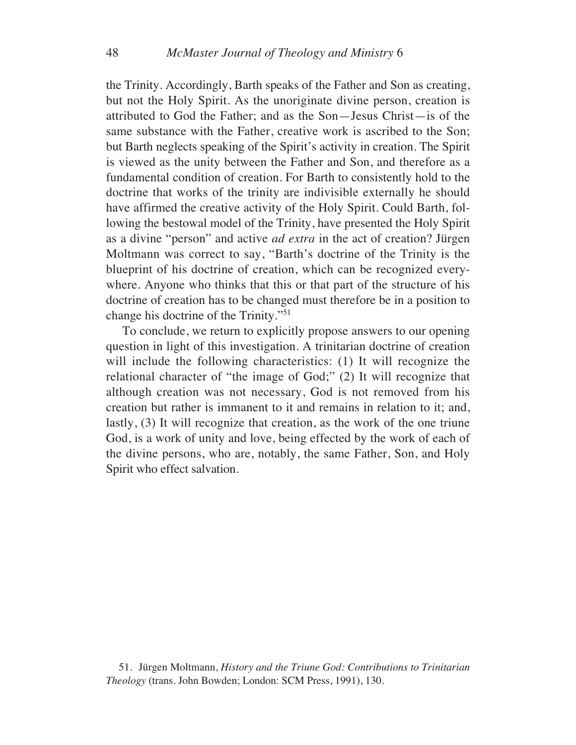the Trinity. Accordingly, Barth speaks of the Father and Son as creating, but not the Holy Spirit. As the unoriginate divine person, creation is attributed to God the Father; and as the Son—Jesus Christ—is of the same substance with the Father, creative work is ascribed to the Son; but Barth neglects speaking of the Spirit's activity in creation. The Spirit is viewed as the unity between the Father and Son, and therefore as a fundamental condition of creation. For Barth to consistently hold to the doctrine that works of the trinity are indivisible externally he should have affirmed the creative activity of the Holy Spirit. Could Barth, following the bestowal model of the Trinity, have presented the Holy Spirit as a divine "person" and active *ad extra* in the act of creation? Jürgen Moltmann was correct to say, "Barth's doctrine of the Trinity is the blueprint of his doctrine of creation, which can be recognized everywhere. Anyone who thinks that this or that part of the structure of his doctrine of creation has to be changed must therefore be in a position to change his doctrine of the Trinity."[51]

To conclude, we return to explicitly propose answers to our opening question in light of this investigation. A trinitarian doctrine of creation will include the following characteristics: (1) It will recognize the relational character of "the image of God;" (2) It will recognize that although creation was not necessary, God is not removed from his creation but rather is immanent to it and remains in relation to it; and, lastly, (3) It will recognize that creation, as the work of the one triune God, is a work of unity and love, being effected by the work of each of the divine persons, who are, notably, the same Father, Son, and Holy Spirit who effect salvation.

51. Jürgen Moltmann, *History and the Triune God: Contributions to Trinitarian Theology* (trans. John Bowden; London: SCM Press, 1991), 130.